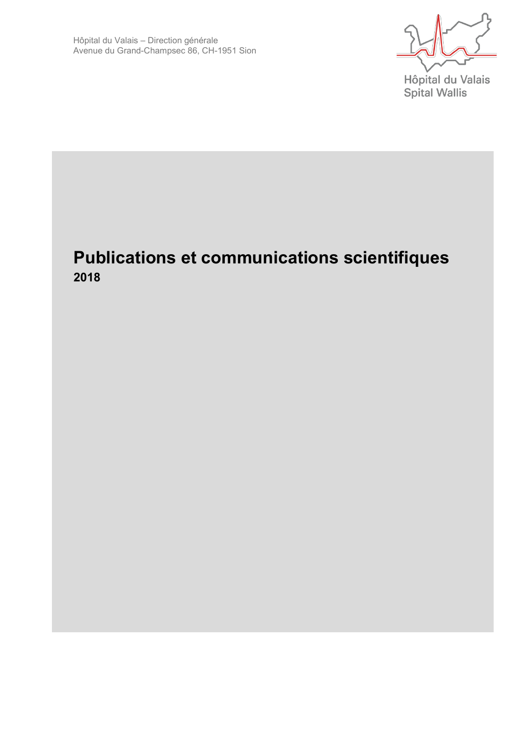Hôpital du Valais – Direction générale
Avenue du Grand-Champsec 86, CH-1951 Sion

Hôpital du Valais
Spital Wallis

# Publications et communications scientifiques

**2018**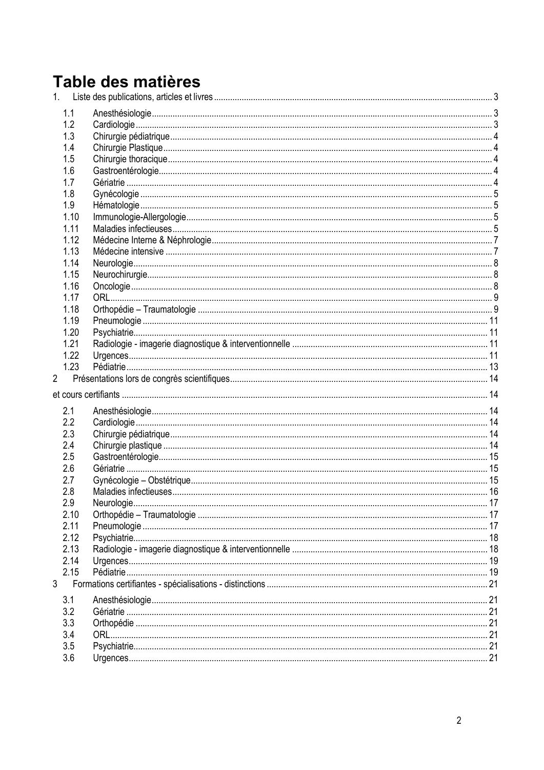# Table des matières

1. Liste des publications, articles et livres ........ 3
   - 1.1 Anesthésiologie ........ 3
   - 1.2 Cardiologie ........ 3
   - 1.3 Chirurgie pédiatrique ........ 4
   - 1.4 Chirurgie Plastique ........ 4
   - 1.5 Chirurgie thoracique ........ 4
   - 1.6 Gastroentérologie ........ 4
   - 1.7 Gériatrie ........ 4
   - 1.8 Gynécologie ........ 5
   - 1.9 Hématologie ........ 5
   - 1.10 Immunologie-Allergologie ........ 5
   - 1.11 Maladies infectieuses ........ 5
   - 1.12 Médecine Interne & Néphrologie ........ 7
   - 1.13 Médecine intensive ........ 7
   - 1.14 Neurologie ........ 8
   - 1.15 Neurochirurgie ........ 8
   - 1.16 Oncologie ........ 8
   - 1.17 ORL ........ 9
   - 1.18 Orthopédie – Traumatologie ........ 9
   - 1.19 Pneumologie ........ 11
   - 1.20 Psychiatrie ........ 11
   - 1.21 Radiologie - imagerie diagnostique & interventionnelle ........ 11
   - 1.22 Urgences ........ 11
   - 1.23 Pédiatrie ........ 13

2 Présentations lors de congrès scientifiques ........ 14

et cours certifiants ........ 14

   - 2.1 Anesthésiologie ........ 14
   - 2.2 Cardiologie ........ 14
   - 2.3 Chirurgie pédiatrique ........ 14
   - 2.4 Chirurgie plastique ........ 14
   - 2.5 Gastroentérologie ........ 15
   - 2.6 Gériatrie ........ 15
   - 2.7 Gynécologie – Obstétrique ........ 15
   - 2.8 Maladies infectieuses ........ 16
   - 2.9 Neurologie ........ 17
   - 2.10 Orthopédie – Traumatologie ........ 17
   - 2.11 Pneumologie ........ 17
   - 2.12 Psychiatrie ........ 18
   - 2.13 Radiologie - imagerie diagnostique & interventionnelle ........ 18
   - 2.14 Urgences ........ 19
   - 2.15 Pédiatrie ........ 19

3 Formations certifiantes - spécialisations - distinctions ........ 21
   - 3.1 Anesthésiologie ........ 21
   - 3.2 Gériatrie ........ 21
   - 3.3 Orthopédie ........ 21
   - 3.4 ORL ........ 21
   - 3.5 Psychiatrie ........ 21
   - 3.6 Urgences ........ 21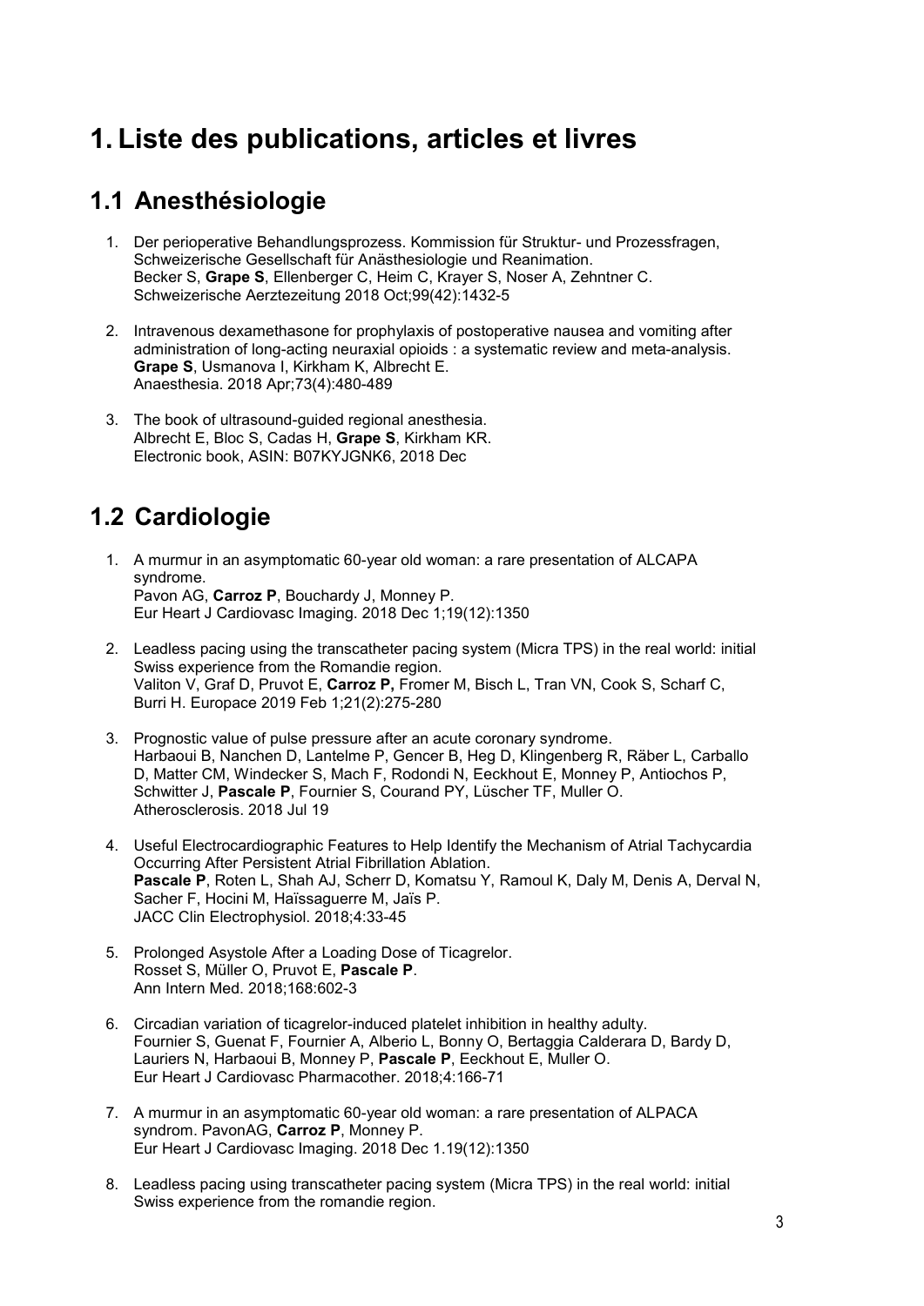# 1. Liste des publications, articles et livres

## 1.1 Anesthésiologie

1. Der perioperative Behandlungsprozess. Kommission für Struktur- und Prozessfragen, Schweizerische Gesellschaft für Anästhesiologie und Reanimation.
   Becker S, **Grape S**, Ellenberger C, Heim C, Krayer S, Noser A, Zehntner C.
   Schweizerische Aerztezeitung 2018 Oct;99(42):1432-5

2. Intravenous dexamethasone for prophylaxis of postoperative nausea and vomiting after administration of long-acting neuraxial opioids : a systematic review and meta-analysis.
   **Grape S**, Usmanova I, Kirkham K, Albrecht E.
   Anaesthesia. 2018 Apr;73(4):480-489

3. The book of ultrasound-guided regional anesthesia.
   Albrecht E, Bloc S, Cadas H, **Grape S**, Kirkham KR.
   Electronic book, ASIN: B07KYJGNK6, 2018 Dec

## 1.2 Cardiologie

1. A murmur in an asymptomatic 60-year old woman: a rare presentation of ALCAPA syndrome.
   Pavon AG, **Carroz P**, Bouchardy J, Monney P.
   Eur Heart J Cardiovasc Imaging. 2018 Dec 1;19(12):1350

2. Leadless pacing using the transcatheter pacing system (Micra TPS) in the real world: initial Swiss experience from the Romandie region.
   Valiton V, Graf D, Pruvot E, **Carroz P,** Fromer M, Bisch L, Tran VN, Cook S, Scharf C, Burri H. Europace 2019 Feb 1;21(2):275-280

3. Prognostic value of pulse pressure after an acute coronary syndrome.
   Harbaoui B, Nanchen D, Lantelme P, Gencer B, Heg D, Klingenberg R, Räber L, Carballo D, Matter CM, Windecker S, Mach F, Rodondi N, Eeckhout E, Monney P, Antiochos P, Schwitter J, **Pascale P**, Fournier S, Courand PY, Lüscher TF, Muller O.
   Atherosclerosis. 2018 Jul 19

4. Useful Electrocardiographic Features to Help Identify the Mechanism of Atrial Tachycardia Occurring After Persistent Atrial Fibrillation Ablation.
   **Pascale P**, Roten L, Shah AJ, Scherr D, Komatsu Y, Ramoul K, Daly M, Denis A, Derval N, Sacher F, Hocini M, Haïssaguerre M, Jaïs P.
   JACC Clin Electrophysiol. 2018;4:33-45

5. Prolonged Asystole After a Loading Dose of Ticagrelor.
   Rosset S, Müller O, Pruvot E, **Pascale P**.
   Ann Intern Med. 2018;168:602-3

6. Circadian variation of ticagrelor-induced platelet inhibition in healthy adulty.
   Fournier S, Guenat F, Fournier A, Alberio L, Bonny O, Bertaggia Calderara D, Bardy D, Lauriers N, Harbaoui B, Monney P, **Pascale P**, Eeckhout E, Muller O.
   Eur Heart J Cardiovasc Pharmacother. 2018;4:166-71

7. A murmur in an asymptomatic 60-year old woman: a rare presentation of ALPACA syndrom. PavonAG, **Carroz P**, Monney P.
   Eur Heart J Cardiovasc Imaging. 2018 Dec 1.19(12):1350

8. Leadless pacing using transcatheter pacing system (Micra TPS) in the real world: initial Swiss experience from the romandie region.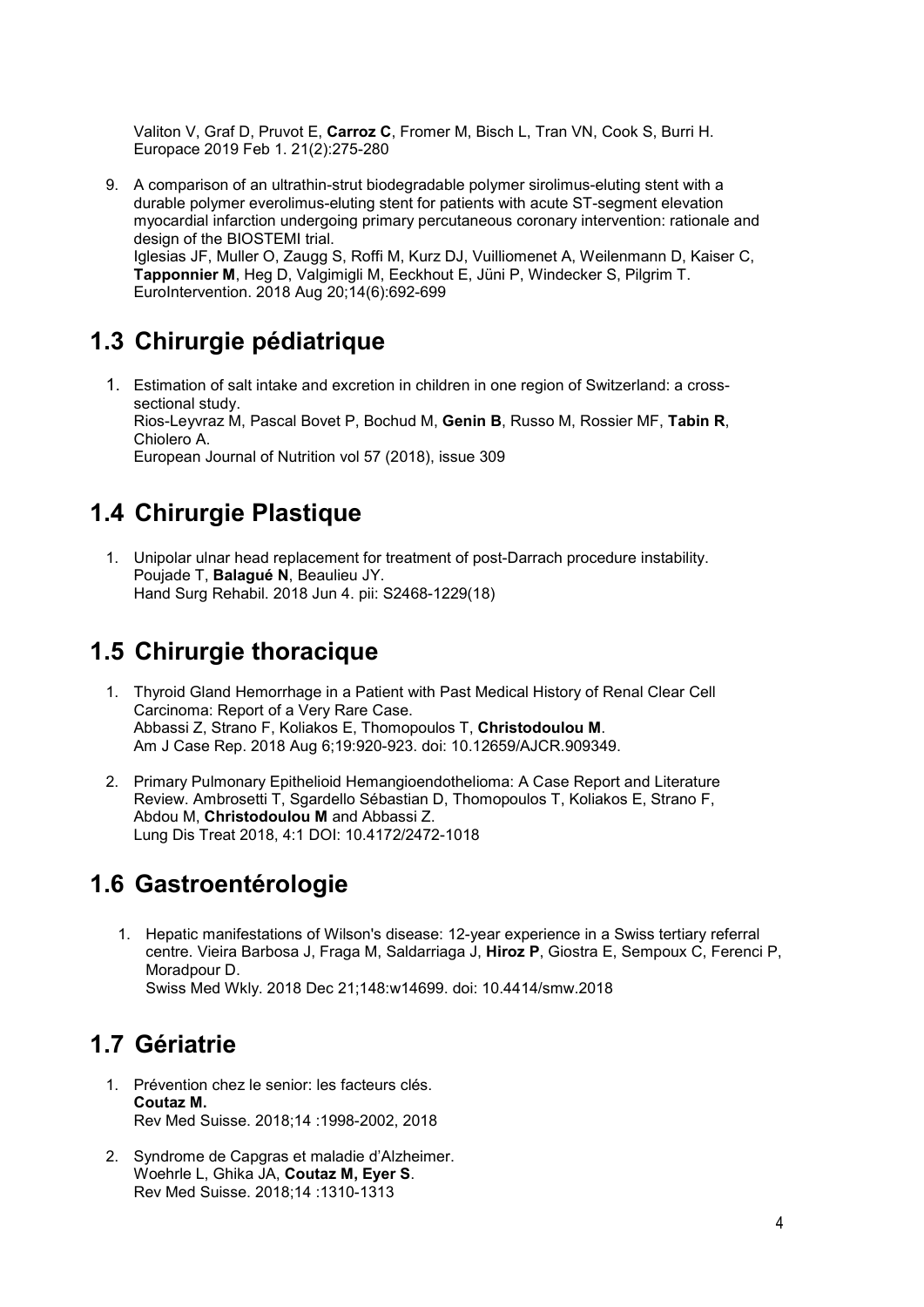Valiton V, Graf D, Pruvot E, **Carroz C**, Fromer M, Bisch L, Tran VN, Cook S, Burri H.
Europace 2019 Feb 1. 21(2):275-280

9. A comparison of an ultrathin-strut biodegradable polymer sirolimus-eluting stent with a durable polymer everolimus-eluting stent for patients with acute ST-segment elevation myocardial infarction undergoing primary percutaneous coronary intervention: rationale and design of the BIOSTEMI trial.
   Iglesias JF, Muller O, Zaugg S, Roffi M, Kurz DJ, Vuilliomenet A, Weilenmann D, Kaiser C, **Tapponnier M**, Heg D, Valgimigli M, Eeckhout E, Jüni P, Windecker S, Pilgrim T.
   EuroIntervention. 2018 Aug 20;14(6):692-699

## 1.3 Chirurgie pédiatrique

1. Estimation of salt intake and excretion in children in one region of Switzerland: a cross-sectional study.
   Rios-Leyvraz M, Pascal Bovet P, Bochud M, **Genin B**, Russo M, Rossier MF, **Tabin R**, Chiolero A.
   European Journal of Nutrition vol 57 (2018), issue 309

## 1.4 Chirurgie Plastique

1. Unipolar ulnar head replacement for treatment of post-Darrach procedure instability.
   Poujade T, **Balagué N**, Beaulieu JY.
   Hand Surg Rehabil. 2018 Jun 4. pii: S2468-1229(18)

## 1.5 Chirurgie thoracique

1. Thyroid Gland Hemorrhage in a Patient with Past Medical History of Renal Clear Cell Carcinoma: Report of a Very Rare Case.
   Abbassi Z, Strano F, Koliakos E, Thomopoulos T, **Christodoulou M**.
   Am J Case Rep. 2018 Aug 6;19:920-923. doi: 10.12659/AJCR.909349.

2. Primary Pulmonary Epithelioid Hemangioendothelioma: A Case Report and Literature Review. Ambrosetti T, Sgardello Sébastian D, Thomopoulos T, Koliakos E, Strano F, Abdou M, **Christodoulou M** and Abbassi Z.
   Lung Dis Treat 2018, 4:1 DOI: 10.4172/2472-1018

## 1.6 Gastroentérologie

1. Hepatic manifestations of Wilson's disease: 12-year experience in a Swiss tertiary referral centre. Vieira Barbosa J, Fraga M, Saldarriaga J, **Hiroz P**, Giostra E, Sempoux C, Ferenci P, Moradpour D.
   Swiss Med Wkly. 2018 Dec 21;148:w14699. doi: 10.4414/smw.2018

## 1.7 Gériatrie

1. Prévention chez le senior: les facteurs clés.
   **Coutaz M.**
   Rev Med Suisse. 2018;14 :1998-2002, 2018

2. Syndrome de Capgras et maladie d'Alzheimer.
   Woehrle L, Ghika JA, **Coutaz M, Eyer S**.
   Rev Med Suisse. 2018;14 :1310-1313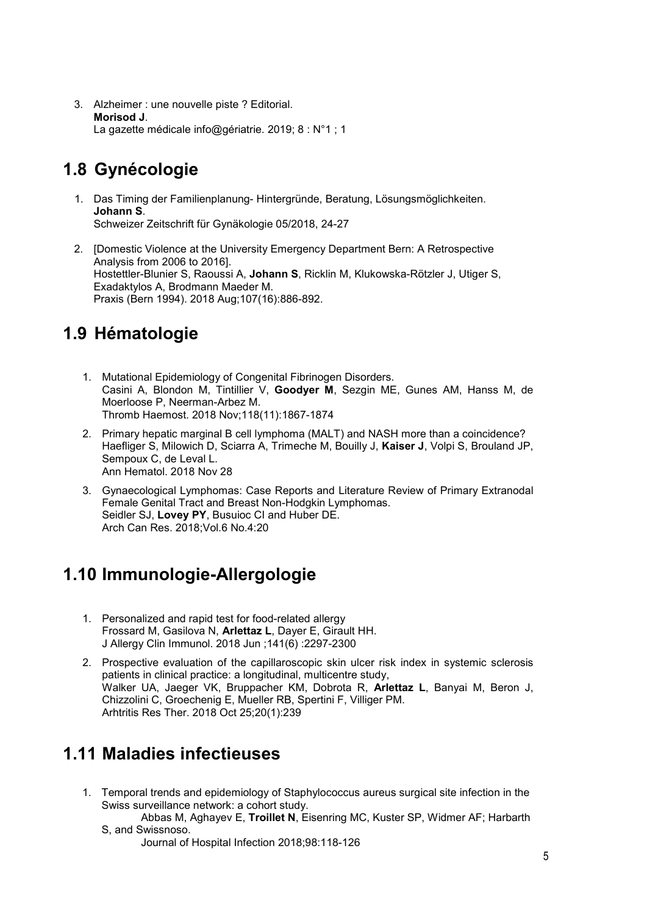3. Alzheimer : une nouvelle piste ? Editorial.
   **Morisod J**.
   La gazette médicale info@gériatrie. 2019; 8 : N°1 ; 1

## 1.8 Gynécologie

1. Das Timing der Familienplanung- Hintergründe, Beratung, Lösungsmöglichkeiten.
   **Johann S**.
   Schweizer Zeitschrift für Gynäkologie 05/2018, 24-27

2. [Domestic Violence at the University Emergency Department Bern: A Retrospective Analysis from 2006 to 2016].
   Hostettler-Blunier S, Raoussi A, **Johann S**, Ricklin M, Klukowska-Rötzler J, Utiger S, Exadaktylos A, Brodmann Maeder M.
   Praxis (Bern 1994). 2018 Aug;107(16):886-892.

## 1.9 Hématologie

1. Mutational Epidemiology of Congenital Fibrinogen Disorders.
   Casini A, Blondon M, Tintillier V, **Goodyer M**, Sezgin ME, Gunes AM, Hanss M, de Moerloose P, Neerman-Arbez M.
   Thromb Haemost. 2018 Nov;118(11):1867-1874

2. Primary hepatic marginal B cell lymphoma (MALT) and NASH more than a coincidence?
   Haefliger S, Milowich D, Sciarra A, Trimeche M, Bouilly J, **Kaiser J**, Volpi S, Brouland JP, Sempoux C, de Leval L.
   Ann Hematol. 2018 Nov 28

3. Gynaecological Lymphomas: Case Reports and Literature Review of Primary Extranodal Female Genital Tract and Breast Non-Hodgkin Lymphomas.
   Seidler SJ, **Lovey PY**, Busuioc CI and Huber DE.
   Arch Can Res. 2018;Vol.6 No.4:20

## 1.10 Immunologie-Allergologie

1. Personalized and rapid test for food-related allergy
   Frossard M, Gasilova N, **Arlettaz L**, Dayer E, Girault HH.
   J Allergy Clin Immunol. 2018 Jun ;141(6) :2297-2300

2. Prospective evaluation of the capillaroscopic skin ulcer risk index in systemic sclerosis patients in clinical practice: a longitudinal, multicentre study,
   Walker UA, Jaeger VK, Bruppacher KM, Dobrota R, **Arlettaz L**, Banyai M, Beron J, Chizzolini C, Groechenig E, Mueller RB, Spertini F, Villiger PM.
   Arhtritis Res Ther. 2018 Oct 25;20(1):239

## 1.11 Maladies infectieuses

1. Temporal trends and epidemiology of Staphylococcus aureus surgical site infection in the Swiss surveillance network: a cohort study.
   Abbas M, Aghayev E, **Troillet N**, Eisenring MC, Kuster SP, Widmer AF; Harbarth S, and Swissnoso.
   Journal of Hospital Infection 2018;98:118-126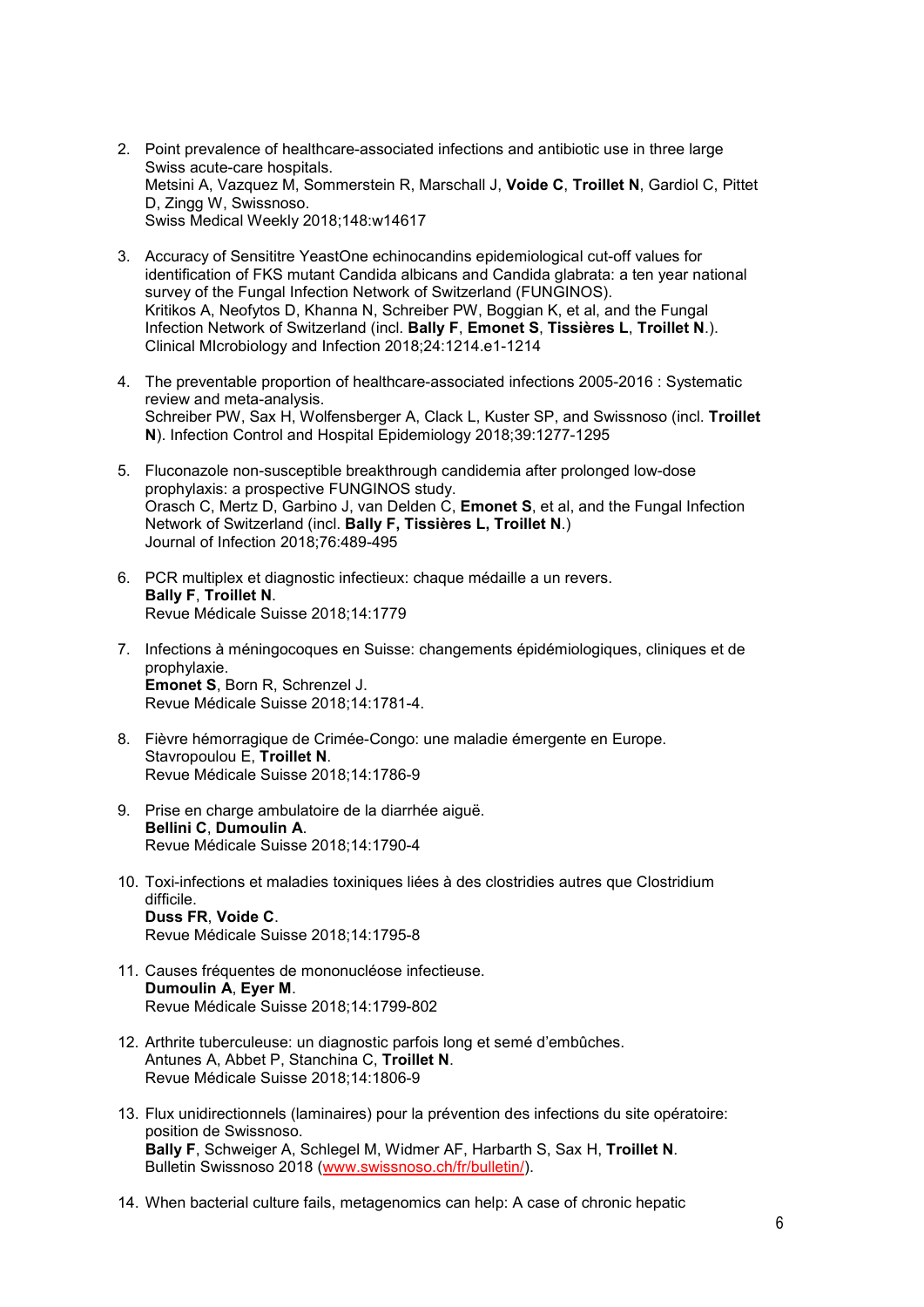2. Point prevalence of healthcare-associated infections and antibiotic use in three large Swiss acute-care hospitals.
   Metsini A, Vazquez M, Sommerstein R, Marschall J, **Voide C**, **Troillet N**, Gardiol C, Pittet D, Zingg W, Swissnoso.
   Swiss Medical Weekly 2018;148:w14617

3. Accuracy of Sensititre YeastOne echinocandins epidemiological cut-off values for identification of FKS mutant Candida albicans and Candida glabrata: a ten year national survey of the Fungal Infection Network of Switzerland (FUNGINOS).
   Kritikos A, Neofytos D, Khanna N, Schreiber PW, Boggian K, et al, and the Fungal Infection Network of Switzerland (incl. **Bally F**, **Emonet S**, **Tissières L**, **Troillet N**.).
   Clinical MIcrobiology and Infection 2018;24:1214.e1-1214

4. The preventable proportion of healthcare-associated infections 2005-2016 : Systematic review and meta-analysis.
   Schreiber PW, Sax H, Wolfensberger A, Clack L, Kuster SP, and Swissnoso (incl. **Troillet N**). Infection Control and Hospital Epidemiology 2018;39:1277-1295

5. Fluconazole non-susceptible breakthrough candidemia after prolonged low-dose prophylaxis: a prospective FUNGINOS study.
   Orasch C, Mertz D, Garbino J, van Delden C, **Emonet S**, et al, and the Fungal Infection Network of Switzerland (incl. **Bally F, Tissières L, Troillet N**.)
   Journal of Infection 2018;76:489-495

6. PCR multiplex et diagnostic infectieux: chaque médaille a un revers.
   **Bally F**, **Troillet N**.
   Revue Médicale Suisse 2018;14:1779

7. Infections à méningocoques en Suisse: changements épidémiologiques, cliniques et de prophylaxie.
   **Emonet S**, Born R, Schrenzel J.
   Revue Médicale Suisse 2018;14:1781-4.

8. Fièvre hémorragique de Crimée-Congo: une maladie émergente en Europe.
   Stavropoulou E, **Troillet N**.
   Revue Médicale Suisse 2018;14:1786-9

9. Prise en charge ambulatoire de la diarrhée aiguë.
   **Bellini C**, **Dumoulin A**.
   Revue Médicale Suisse 2018;14:1790-4

10. Toxi-infections et maladies toxiniques liées à des clostridies autres que Clostridium difficile.
    **Duss FR**, **Voide C**.
    Revue Médicale Suisse 2018;14:1795-8

11. Causes fréquentes de mononucléose infectieuse.
    **Dumoulin A**, **Eyer M**.
    Revue Médicale Suisse 2018;14:1799-802

12. Arthrite tuberculeuse: un diagnostic parfois long et semé d'embûches.
    Antunes A, Abbet P, Stanchina C, **Troillet N**.
    Revue Médicale Suisse 2018;14:1806-9

13. Flux unidirectionnels (laminaires) pour la prévention des infections du site opératoire: position de Swissnoso.
    **Bally F**, Schweiger A, Schlegel M, Widmer AF, Harbarth S, Sax H, **Troillet N**.
    Bulletin Swissnoso 2018 (www.swissnoso.ch/fr/bulletin/).

14. When bacterial culture fails, metagenomics can help: A case of chronic hepatic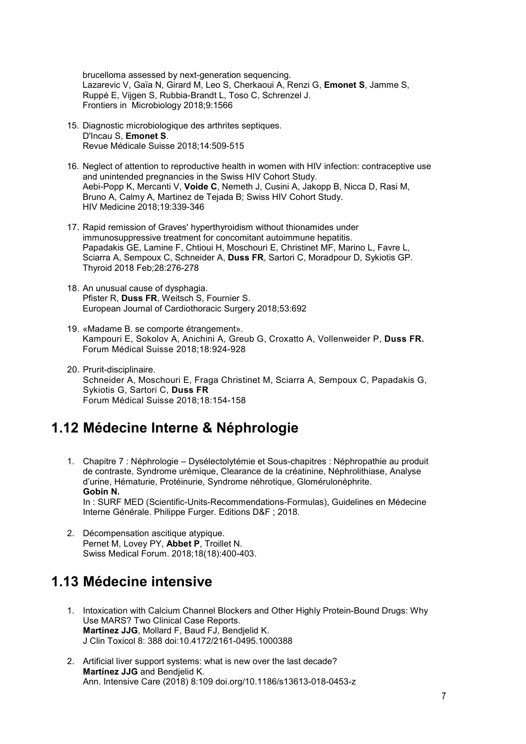brucelloma assessed by next-generation sequencing.
Lazarevic V, Gaïa N, Girard M, Leo S, Cherkaoui A, Renzi G, **Emonet S**, Jamme S, Ruppé E, Vijgen S, Rubbia-Brandt L, Toso C, Schrenzel J.
Frontiers in Microbiology 2018;9:1566

15. Diagnostic microbiologique des arthrites septiques.
D'Incau S, **Emonet S**.
Revue Médicale Suisse 2018;14:509-515

16. Neglect of attention to reproductive health in women with HIV infection: contraceptive use and unintended pregnancies in the Swiss HIV Cohort Study.
Aebi-Popp K, Mercanti V, **Voide C**, Nemeth J, Cusini A, Jakopp B, Nicca D, Rasi M, Bruno A, Calmy A, Martinez de Tejada B; Swiss HIV Cohort Study.
HIV Medicine 2018;19:339-346

17. Rapid remission of Graves' hyperthyroidism without thionamides under immunosuppressive treatment for concomitant autoimmune hepatitis.
Papadakis GE, Lamine F, Chtioui H, Moschouri E, Christinet MF, Marino L, Favre L, Sciarra A, Sempoux C, Schneider A, **Duss FR**, Sartori C, Moradpour D, Sykiotis GP.
Thyroid 2018 Feb;28:276-278

18. An unusual cause of dysphagia.
Pfister R, **Duss FR**, Weitsch S, Fournier S.
European Journal of Cardiothoracic Surgery 2018;53:692

19. «Madame B. se comporte étrangement».
Kampouri E, Sokolov A, Anichini A, Greub G, Croxatto A, Vollenweider P, **Duss FR.**
Forum Médical Suisse 2018;18:924-928

20. Prurit-disciplinaire.
Schneider A, Moschouri E, Fraga Christinet M, Sciarra A, Sempoux C, Papadakis G, Sykiotis G, Sartori C, **Duss FR**
Forum Médical Suisse 2018;18:154-158

## 1.12 Médecine Interne & Néphrologie

1. Chapitre 7 : Néphrologie – Dysélectolytémie et Sous-chapitres : Néphropathie au produit de contraste, Syndrome urémique, Clearance de la créatinine, Néphrolithiase, Analyse d'urine, Hématurie, Protéinurie, Syndrome néphrotique, Glomérulonéphrite.
**Gobin N.**
In : SURF MED (Scientific-Units-Recommendations-Formulas), Guidelines en Médecine Interne Générale. Philippe Furger. Editions D&F ; 2018.

2. Décompensation ascitique atypique.
Pernet M, Lovey PY, **Abbet P**, Troillet N.
Swiss Medical Forum. 2018;18(18):400-403.

## 1.13 Médecine intensive

1. Intoxication with Calcium Channel Blockers and Other Highly Protein-Bound Drugs: Why Use MARS? Two Clinical Case Reports.
**Martínez JJG**, Mollard F, Baud FJ, Bendjelid K.
J Clin Toxicol 8: 388 doi:10.4172/2161-0495.1000388

2. Artificial liver support systems: what is new over the last decade?
**Martínez JJG** and Bendjelid K.
Ann. Intensive Care (2018) 8:109 doi.org/10.1186/s13613-018-0453-z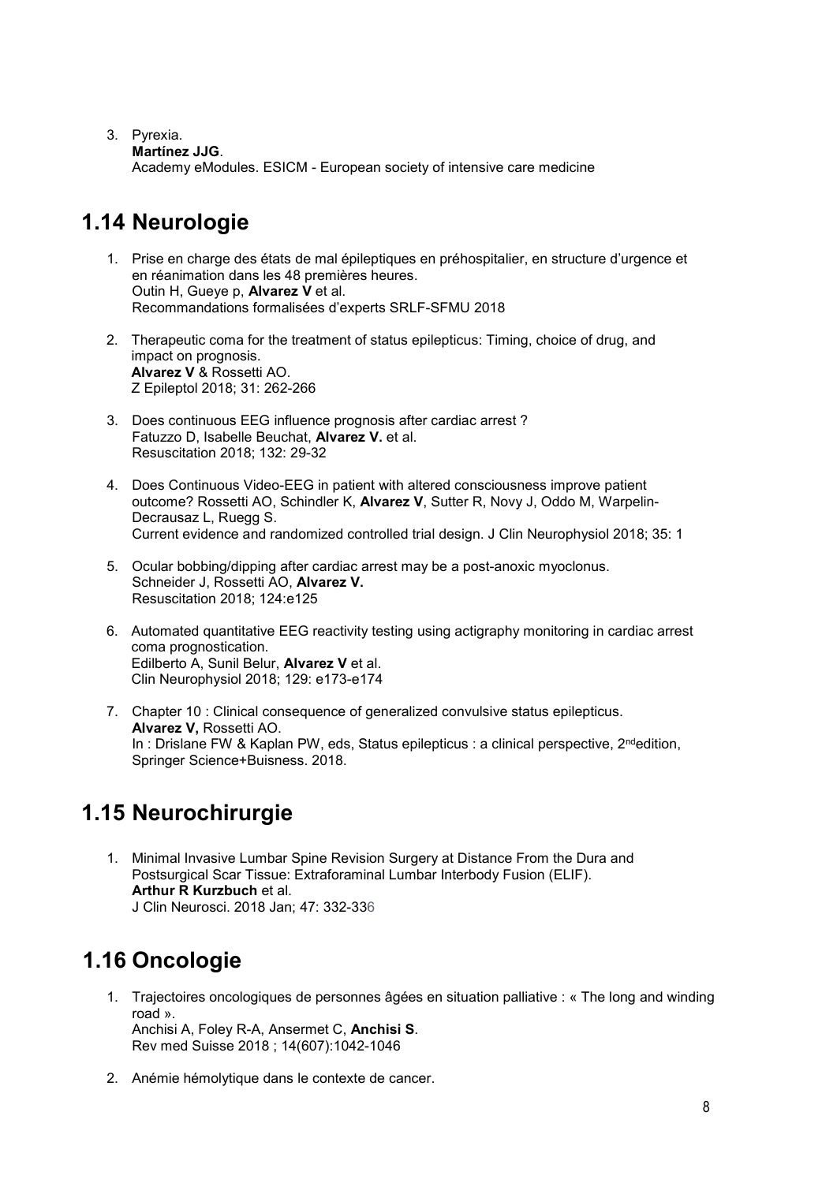3. Pyrexia.
   **Martínez JJG**.
   Academy eModules. ESICM - European society of intensive care medicine

## 1.14 Neurologie

1. Prise en charge des états de mal épileptiques en préhospitalier, en structure d'urgence et en réanimation dans les 48 premières heures.
   Outin H, Gueye p, **Alvarez V** et al.
   Recommandations formalisées d'experts SRLF-SFMU 2018

2. Therapeutic coma for the treatment of status epilepticus: Timing, choice of drug, and impact on prognosis.
   **Alvarez V** & Rossetti AO.
   Z Epileptol 2018; 31: 262-266

3. Does continuous EEG influence prognosis after cardiac arrest ?
   Fatuzzo D, Isabelle Beuchat, **Alvarez V.** et al.
   Resuscitation 2018; 132: 29-32

4. Does Continuous Video-EEG in patient with altered consciousness improve patient outcome? Rossetti AO, Schindler K, **Alvarez V**, Sutter R, Novy J, Oddo M, Warpelin-Decrausaz L, Ruegg S.
   Current evidence and randomized controlled trial design. J Clin Neurophysiol 2018; 35: 1

5. Ocular bobbing/dipping after cardiac arrest may be a post-anoxic myoclonus.
   Schneider J, Rossetti AO, **Alvarez V.**
   Resuscitation 2018; 124:e125

6. Automated quantitative EEG reactivity testing using actigraphy monitoring in cardiac arrest coma prognostication.
   Edilberto A, Sunil Belur, **Alvarez V** et al.
   Clin Neurophysiol 2018; 129: e173-e174

7. Chapter 10 : Clinical consequence of generalized convulsive status epilepticus.
   **Alvarez V,** Rossetti AO.
   In : Drislane FW & Kaplan PW, eds, Status epilepticus : a clinical perspective, 2nd edition, Springer Science+Buisness. 2018.

## 1.15 Neurochirurgie

1. Minimal Invasive Lumbar Spine Revision Surgery at Distance From the Dura and Postsurgical Scar Tissue: Extraforaminal Lumbar Interbody Fusion (ELIF).
   **Arthur R Kurzbuch** et al.
   J Clin Neurosci. 2018 Jan; 47: 332-336

## 1.16 Oncologie

1. Trajectoires oncologiques de personnes âgées en situation palliative : « The long and winding road ».
   Anchisi A, Foley R-A, Ansermet C, **Anchisi S**.
   Rev med Suisse 2018 ; 14(607):1042-1046

2. Anémie hémolytique dans le contexte de cancer.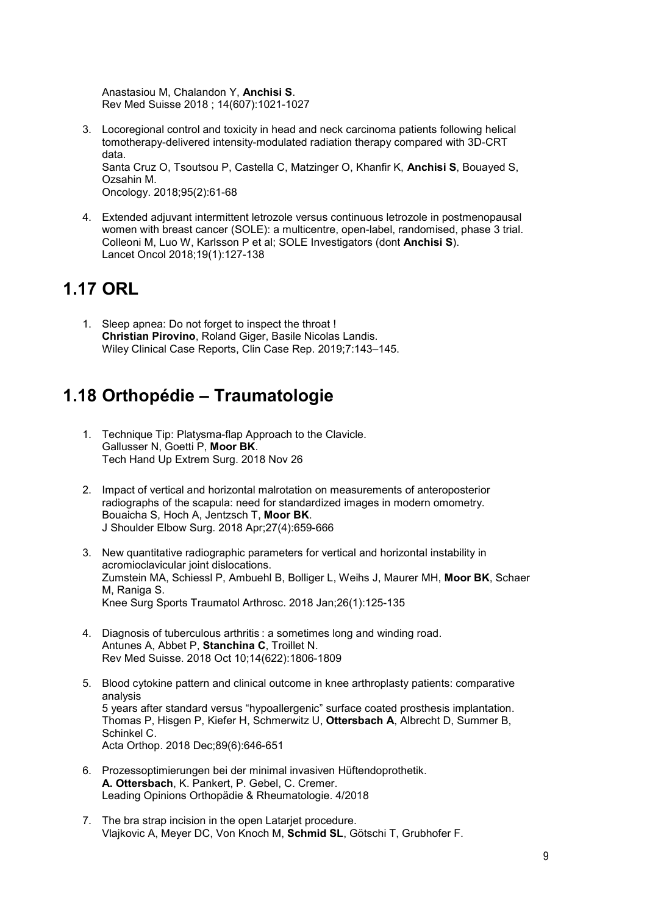Anastasiou M, Chalandon Y, **Anchisi S**.
Rev Med Suisse 2018 ; 14(607):1021-1027

3. Locoregional control and toxicity in head and neck carcinoma patients following helical tomotherapy-delivered intensity-modulated radiation therapy compared with 3D-CRT data.
   Santa Cruz O, Tsoutsou P, Castella C, Matzinger O, Khanfir K, **Anchisi S**, Bouayed S, Ozsahin M.
   Oncology. 2018;95(2):61-68

4. Extended adjuvant intermittent letrozole versus continuous letrozole in postmenopausal women with breast cancer (SOLE): a multicentre, open-label, randomised, phase 3 trial.
   Colleoni M, Luo W, Karlsson P et al; SOLE Investigators (dont **Anchisi S**).
   Lancet Oncol 2018;19(1):127-138

## 1.17 ORL

1. Sleep apnea: Do not forget to inspect the throat !
   **Christian Pirovino**, Roland Giger, Basile Nicolas Landis.
   Wiley Clinical Case Reports, Clin Case Rep. 2019;7:143–145.

## 1.18 Orthopédie – Traumatologie

1. Technique Tip: Platysma-flap Approach to the Clavicle.
   Gallusser N, Goetti P, **Moor BK**.
   Tech Hand Up Extrem Surg. 2018 Nov 26

2. Impact of vertical and horizontal malrotation on measurements of anteroposterior radiographs of the scapula: need for standardized images in modern omometry.
   Bouaicha S, Hoch A, Jentzsch T, **Moor BK**.
   J Shoulder Elbow Surg. 2018 Apr;27(4):659-666

3. New quantitative radiographic parameters for vertical and horizontal instability in acromioclavicular joint dislocations.
   Zumstein MA, Schiessl P, Ambuehl B, Bolliger L, Weihs J, Maurer MH, **Moor BK**, Schaer M, Raniga S.
   Knee Surg Sports Traumatol Arthrosc. 2018 Jan;26(1):125-135

4. Diagnosis of tuberculous arthritis : a sometimes long and winding road.
   Antunes A, Abbet P, **Stanchina C**, Troillet N.
   Rev Med Suisse. 2018 Oct 10;14(622):1806-1809

5. Blood cytokine pattern and clinical outcome in knee arthroplasty patients: comparative analysis
   5 years after standard versus "hypoallergenic" surface coated prosthesis implantation.
   Thomas P, Hisgen P, Kiefer H, Schmerwitz U, **Ottersbach A**, Albrecht D, Summer B, Schinkel C.
   Acta Orthop. 2018 Dec;89(6):646-651

6. Prozessoptimierungen bei der minimal invasiven Hüftendoprothetik.
   **A. Ottersbach**, K. Pankert, P. Gebel, C. Cremer.
   Leading Opinions Orthopädie & Rheumatologie. 4/2018

7. The bra strap incision in the open Latarjet procedure.
   Vlajkovic A, Meyer DC, Von Knoch M, **Schmid SL**, Götschi T, Grubhofer F.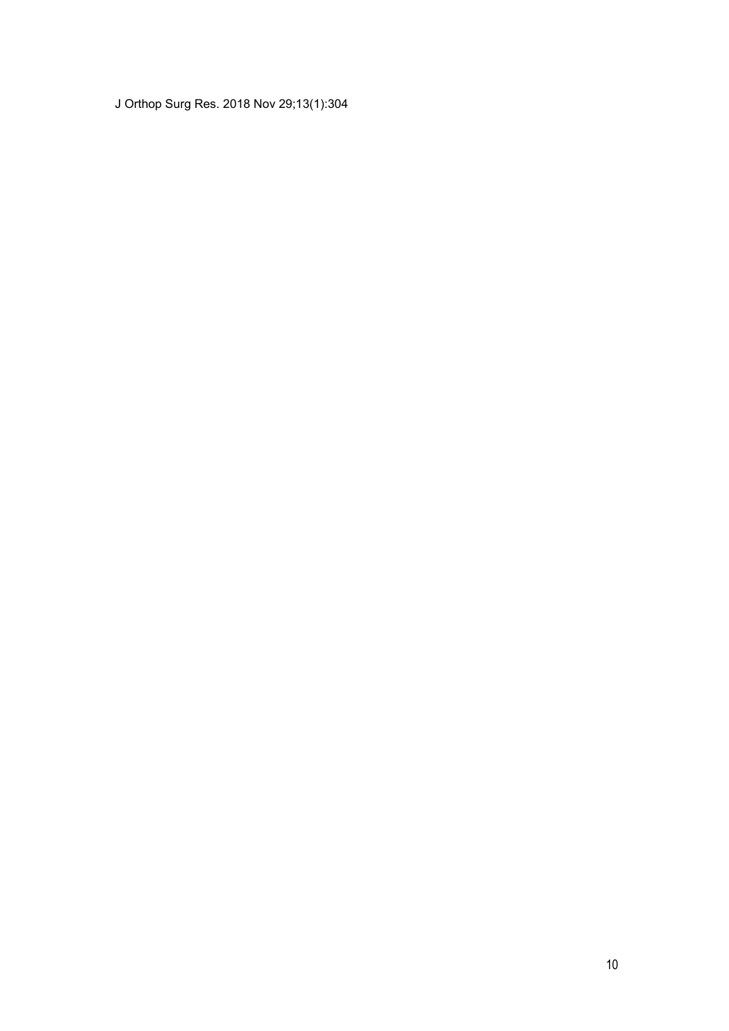J Orthop Surg Res. 2018 Nov 29;13(1):304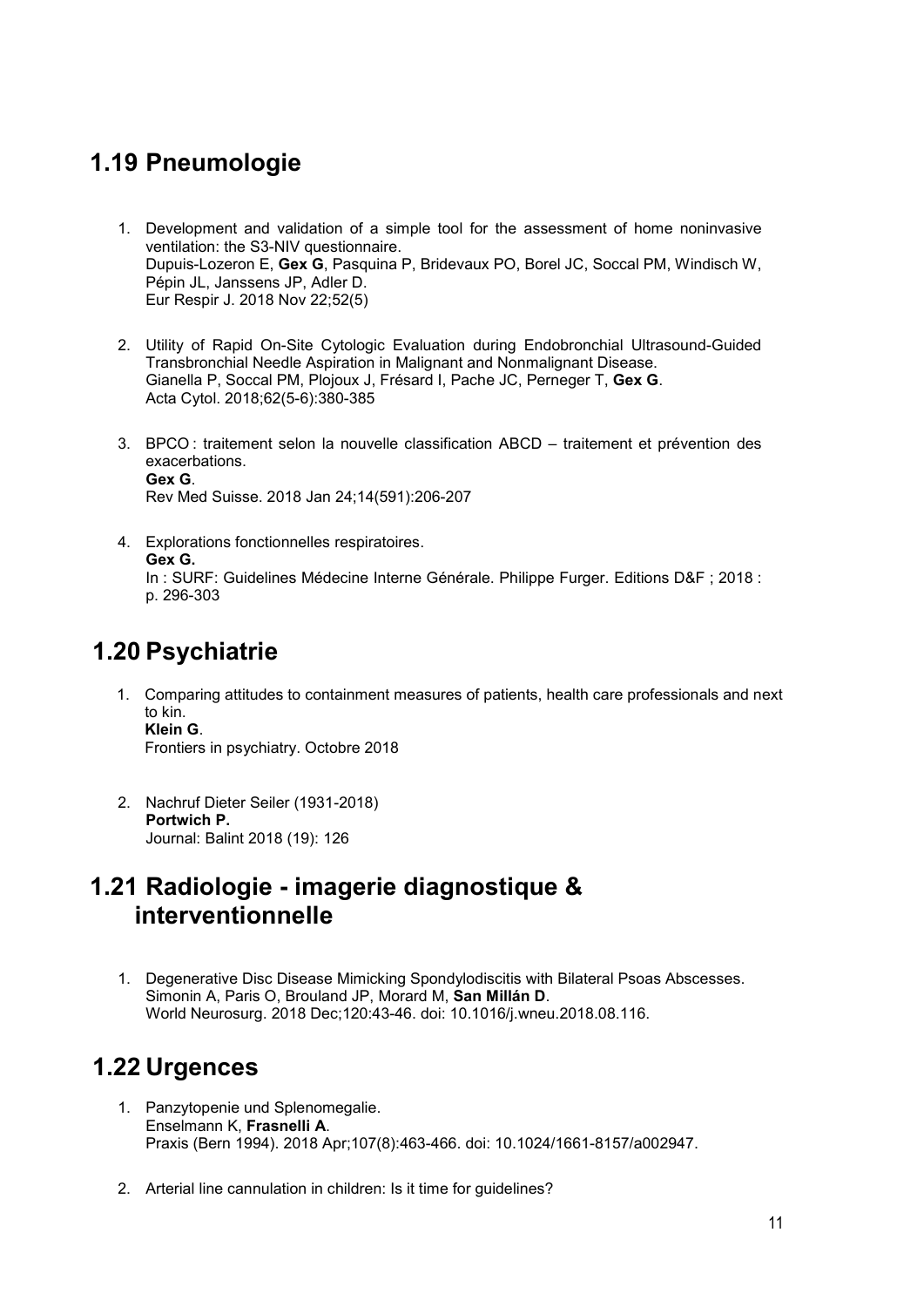## 1.19 Pneumologie

1. Development and validation of a simple tool for the assessment of home noninvasive ventilation: the S3-NIV questionnaire.
   Dupuis-Lozeron E, **Gex G**, Pasquina P, Bridevaux PO, Borel JC, Soccal PM, Windisch W, Pépin JL, Janssens JP, Adler D.
   Eur Respir J. 2018 Nov 22;52(5)

2. Utility of Rapid On-Site Cytologic Evaluation during Endobronchial Ultrasound-Guided Transbronchial Needle Aspiration in Malignant and Nonmalignant Disease.
   Gianella P, Soccal PM, Plojoux J, Frésard I, Pache JC, Perneger T, **Gex G**.
   Acta Cytol. 2018;62(5-6):380-385

3. BPCO : traitement selon la nouvelle classification ABCD – traitement et prévention des exacerbations.
   **Gex G**.
   Rev Med Suisse. 2018 Jan 24;14(591):206-207

4. Explorations fonctionnelles respiratoires.
   **Gex G.**
   In : SURF: Guidelines Médecine Interne Générale. Philippe Furger. Editions D&F ; 2018 : p. 296-303

## 1.20 Psychiatrie

1. Comparing attitudes to containment measures of patients, health care professionals and next to kin.
   **Klein G**.
   Frontiers in psychiatry. Octobre 2018

2. Nachruf Dieter Seiler (1931-2018)
   **Portwich P.**
   Journal: Balint 2018 (19): 126

## 1.21 Radiologie - imagerie diagnostique & interventionnelle

1. Degenerative Disc Disease Mimicking Spondylodiscitis with Bilateral Psoas Abscesses.
   Simonin A, Paris O, Brouland JP, Morard M, **San Millán D**.
   World Neurosurg. 2018 Dec;120:43-46. doi: 10.1016/j.wneu.2018.08.116.

## 1.22 Urgences

1. Panzytopenie und Splenomegalie.
   Enselmann K, **Frasnelli A**.
   Praxis (Bern 1994). 2018 Apr;107(8):463-466. doi: 10.1024/1661-8157/a002947.

2. Arterial line cannulation in children: Is it time for guidelines?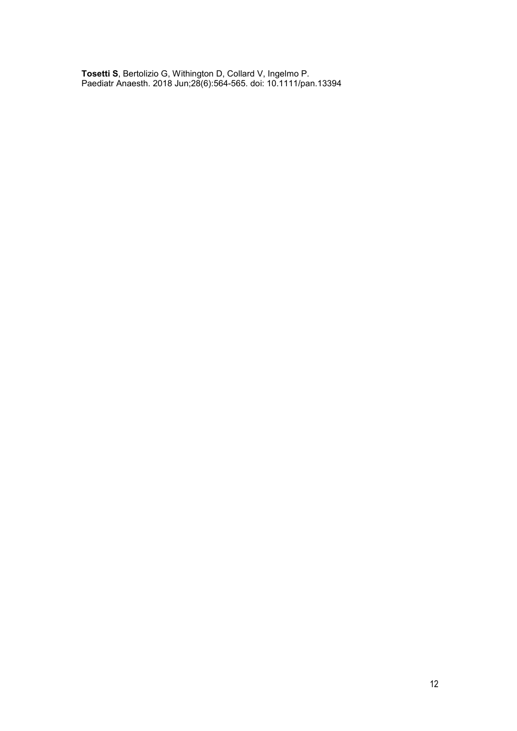**Tosetti S**, Bertolizio G, Withington D, Collard V, Ingelmo P.
Paediatr Anaesth. 2018 Jun;28(6):564-565. doi: 10.1111/pan.13394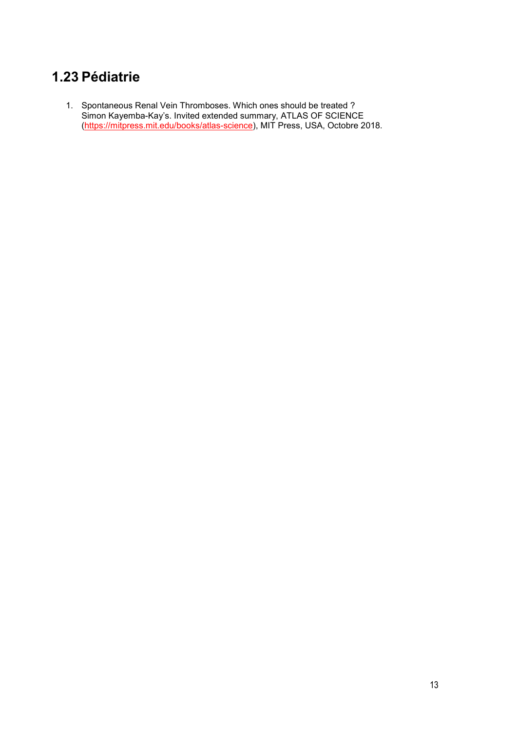## 1.23 Pédiatrie

1. Spontaneous Renal Vein Thromboses. Which ones should be treated ?
   Simon Kayemba-Kay's. Invited extended summary, ATLAS OF SCIENCE (https://mitpress.mit.edu/books/atlas-science), MIT Press, USA, Octobre 2018.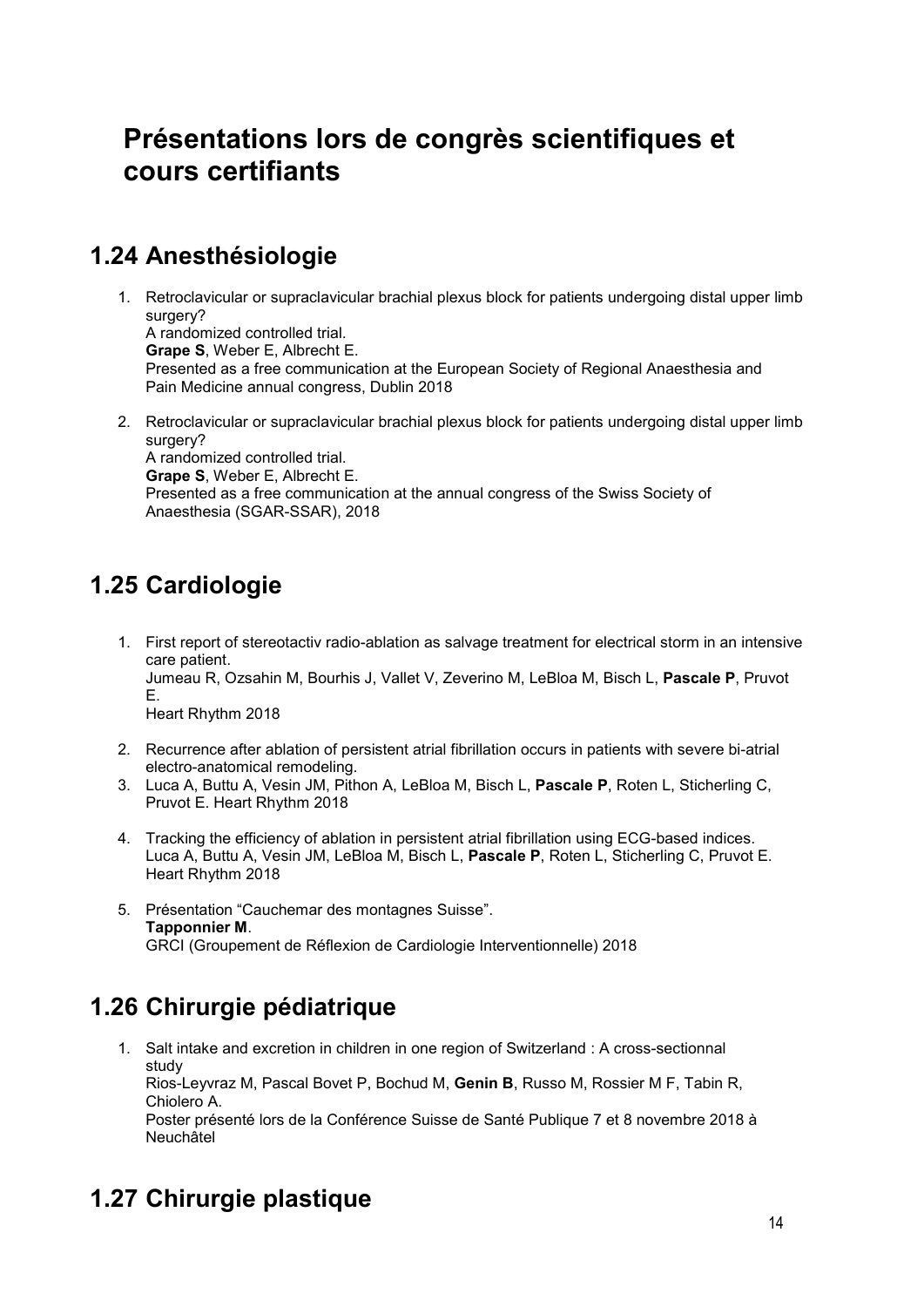# Présentations lors de congrès scientifiques et cours certifiants

## 1.24 Anesthésiologie

1. Retroclavicular or supraclavicular brachial plexus block for patients undergoing distal upper limb surgery?
   A randomized controlled trial.
   **Grape S**, Weber E, Albrecht E.
   Presented as a free communication at the European Society of Regional Anaesthesia and Pain Medicine annual congress, Dublin 2018

2. Retroclavicular or supraclavicular brachial plexus block for patients undergoing distal upper limb surgery?
   A randomized controlled trial.
   **Grape S**, Weber E, Albrecht E.
   Presented as a free communication at the annual congress of the Swiss Society of Anaesthesia (SGAR-SSAR), 2018

## 1.25 Cardiologie

1. First report of stereotactiv radio-ablation as salvage treatment for electrical storm in an intensive care patient.
   Jumeau R, Ozsahin M, Bourhis J, Vallet V, Zeverino M, LeBloa M, Bisch L, **Pascale P**, Pruvot E.
   Heart Rhythm 2018

2. Recurrence after ablation of persistent atrial fibrillation occurs in patients with severe bi-atrial electro-anatomical remodeling.
3. Luca A, Buttu A, Vesin JM, Pithon A, LeBloa M, Bisch L, **Pascale P**, Roten L, Sticherling C, Pruvot E. Heart Rhythm 2018

4. Tracking the efficiency of ablation in persistent atrial fibrillation using ECG-based indices.
   Luca A, Buttu A, Vesin JM, LeBloa M, Bisch L, **Pascale P**, Roten L, Sticherling C, Pruvot E.
   Heart Rhythm 2018

5. Présentation "Cauchemar des montagnes Suisse".
   **Tapponnier M**.
   GRCI (Groupement de Réflexion de Cardiologie Interventionnelle) 2018

## 1.26 Chirurgie pédiatrique

1. Salt intake and excretion in children in one region of Switzerland : A cross-sectionnal study
   Rios-Leyvraz M, Pascal Bovet P, Bochud M, **Genin B**, Russo M, Rossier M F, Tabin R, Chiolero A.
   Poster présenté lors de la Conférence Suisse de Santé Publique 7 et 8 novembre 2018 à Neuchâtel

## 1.27 Chirurgie plastique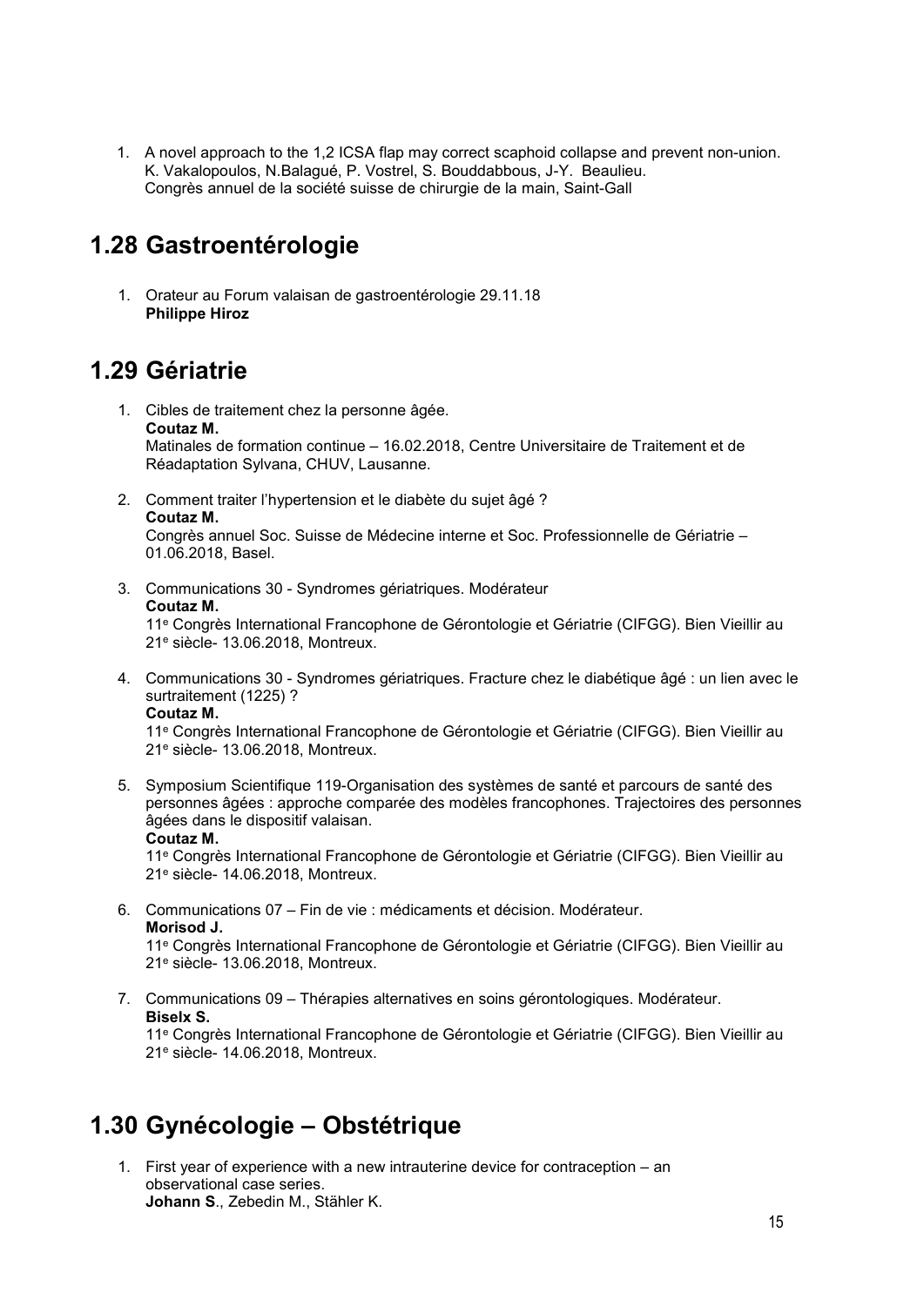1. A novel approach to the 1,2 ICSA flap may correct scaphoid collapse and prevent non-union.
   K. Vakalopoulos, N.Balagué, P. Vostrel, S. Bouddabbous, J-Y. Beaulieu.
   Congrès annuel de la société suisse de chirurgie de la main, Saint-Gall

## 1.28 Gastroentérologie

1. Orateur au Forum valaisan de gastroentérologie 29.11.18
   **Philippe Hiroz**

## 1.29 Gériatrie

1. Cibles de traitement chez la personne âgée.
   **Coutaz M.**
   Matinales de formation continue – 16.02.2018, Centre Universitaire de Traitement et de Réadaptation Sylvana, CHUV, Lausanne.

2. Comment traiter l'hypertension et le diabète du sujet âgé ?
   **Coutaz M.**
   Congrès annuel Soc. Suisse de Médecine interne et Soc. Professionnelle de Gériatrie – 01.06.2018, Basel.

3. Communications 30 - Syndromes gériatriques. Modérateur
   **Coutaz M.**
   11e Congrès International Francophone de Gérontologie et Gériatrie (CIFGG). Bien Vieillir au 21e siècle- 13.06.2018, Montreux.

4. Communications 30 - Syndromes gériatriques. Fracture chez le diabétique âgé : un lien avec le surtraitement (1225) ?
   **Coutaz M.**
   11e Congrès International Francophone de Gérontologie et Gériatrie (CIFGG). Bien Vieillir au 21e siècle- 13.06.2018, Montreux.

5. Symposium Scientifique 119-Organisation des systèmes de santé et parcours de santé des personnes âgées : approche comparée des modèles francophones. Trajectoires des personnes âgées dans le dispositif valaisan.
   **Coutaz M.**
   11e Congrès International Francophone de Gérontologie et Gériatrie (CIFGG). Bien Vieillir au 21e siècle- 14.06.2018, Montreux.

6. Communications 07 – Fin de vie : médicaments et décision. Modérateur.
   **Morisod J.**
   11e Congrès International Francophone de Gérontologie et Gériatrie (CIFGG). Bien Vieillir au 21e siècle- 13.06.2018, Montreux.

7. Communications 09 – Thérapies alternatives en soins gérontologiques. Modérateur.
   **Biselx S.**
   11e Congrès International Francophone de Gérontologie et Gériatrie (CIFGG). Bien Vieillir au 21e siècle- 14.06.2018, Montreux.

## 1.30 Gynécologie – Obstétrique

1. First year of experience with a new intrauterine device for contraception – an observational case series.
   **Johann S**., Zebedin M., Stähler K.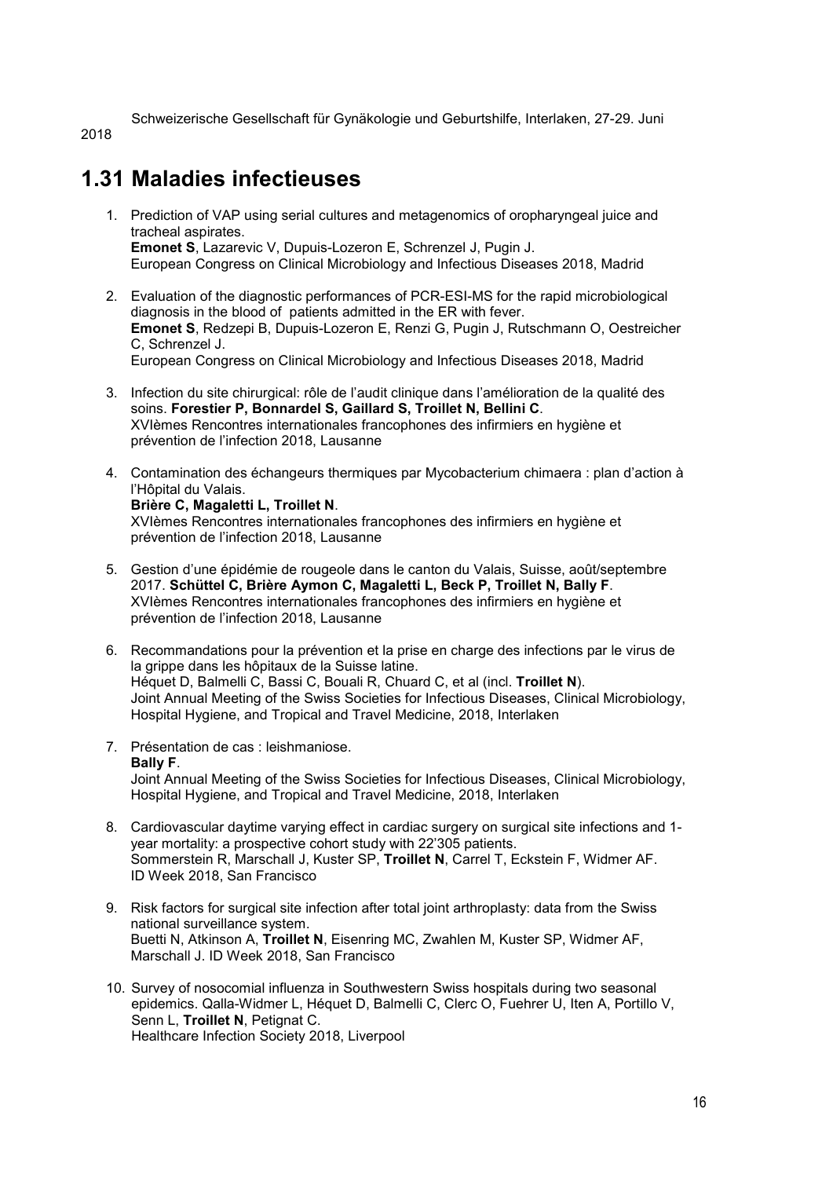Schweizerische Gesellschaft für Gynäkologie und Geburtshilfe, Interlaken, 27-29. Juni 2018

## 1.31 Maladies infectieuses

1. Prediction of VAP using serial cultures and metagenomics of oropharyngeal juice and tracheal aspirates.
   **Emonet S**, Lazarevic V, Dupuis-Lozeron E, Schrenzel J, Pugin J.
   European Congress on Clinical Microbiology and Infectious Diseases 2018, Madrid

2. Evaluation of the diagnostic performances of PCR-ESI-MS for the rapid microbiological diagnosis in the blood of patients admitted in the ER with fever.
   **Emonet S**, Redzepi B, Dupuis-Lozeron E, Renzi G, Pugin J, Rutschmann O, Oestreicher C, Schrenzel J.
   European Congress on Clinical Microbiology and Infectious Diseases 2018, Madrid

3. Infection du site chirurgical: rôle de l'audit clinique dans l'amélioration de la qualité des soins. **Forestier P, Bonnardel S, Gaillard S, Troillet N, Bellini C**.
   XVIèmes Rencontres internationales francophones des infirmiers en hygiène et prévention de l'infection 2018, Lausanne

4. Contamination des échangeurs thermiques par Mycobacterium chimaera : plan d'action à l'Hôpital du Valais.
   **Brière C, Magaletti L, Troillet N**.
   XVIèmes Rencontres internationales francophones des infirmiers en hygiène et prévention de l'infection 2018, Lausanne

5. Gestion d'une épidémie de rougeole dans le canton du Valais, Suisse, août/septembre 2017. **Schüttel C, Brière Aymon C, Magaletti L, Beck P, Troillet N, Bally F**.
   XVIèmes Rencontres internationales francophones des infirmiers en hygiène et prévention de l'infection 2018, Lausanne

6. Recommandations pour la prévention et la prise en charge des infections par le virus de la grippe dans les hôpitaux de la Suisse latine.
   Héquet D, Balmelli C, Bassi C, Bouali R, Chuard C, et al (incl. **Troillet N**).
   Joint Annual Meeting of the Swiss Societies for Infectious Diseases, Clinical Microbiology, Hospital Hygiene, and Tropical and Travel Medicine, 2018, Interlaken

7. Présentation de cas : leishmaniose.
   **Bally F**.
   Joint Annual Meeting of the Swiss Societies for Infectious Diseases, Clinical Microbiology, Hospital Hygiene, and Tropical and Travel Medicine, 2018, Interlaken

8. Cardiovascular daytime varying effect in cardiac surgery on surgical site infections and 1-year mortality: a prospective cohort study with 22'305 patients.
   Sommerstein R, Marschall J, Kuster SP, **Troillet N**, Carrel T, Eckstein F, Widmer AF.
   ID Week 2018, San Francisco

9. Risk factors for surgical site infection after total joint arthroplasty: data from the Swiss national surveillance system.
   Buetti N, Atkinson A, **Troillet N**, Eisenring MC, Zwahlen M, Kuster SP, Widmer AF, Marschall J. ID Week 2018, San Francisco

10. Survey of nosocomial influenza in Southwestern Swiss hospitals during two seasonal epidemics. Qalla-Widmer L, Héquet D, Balmelli C, Clerc O, Fuehrer U, Iten A, Portillo V, Senn L, **Troillet N**, Petignat C.
    Healthcare Infection Society 2018, Liverpool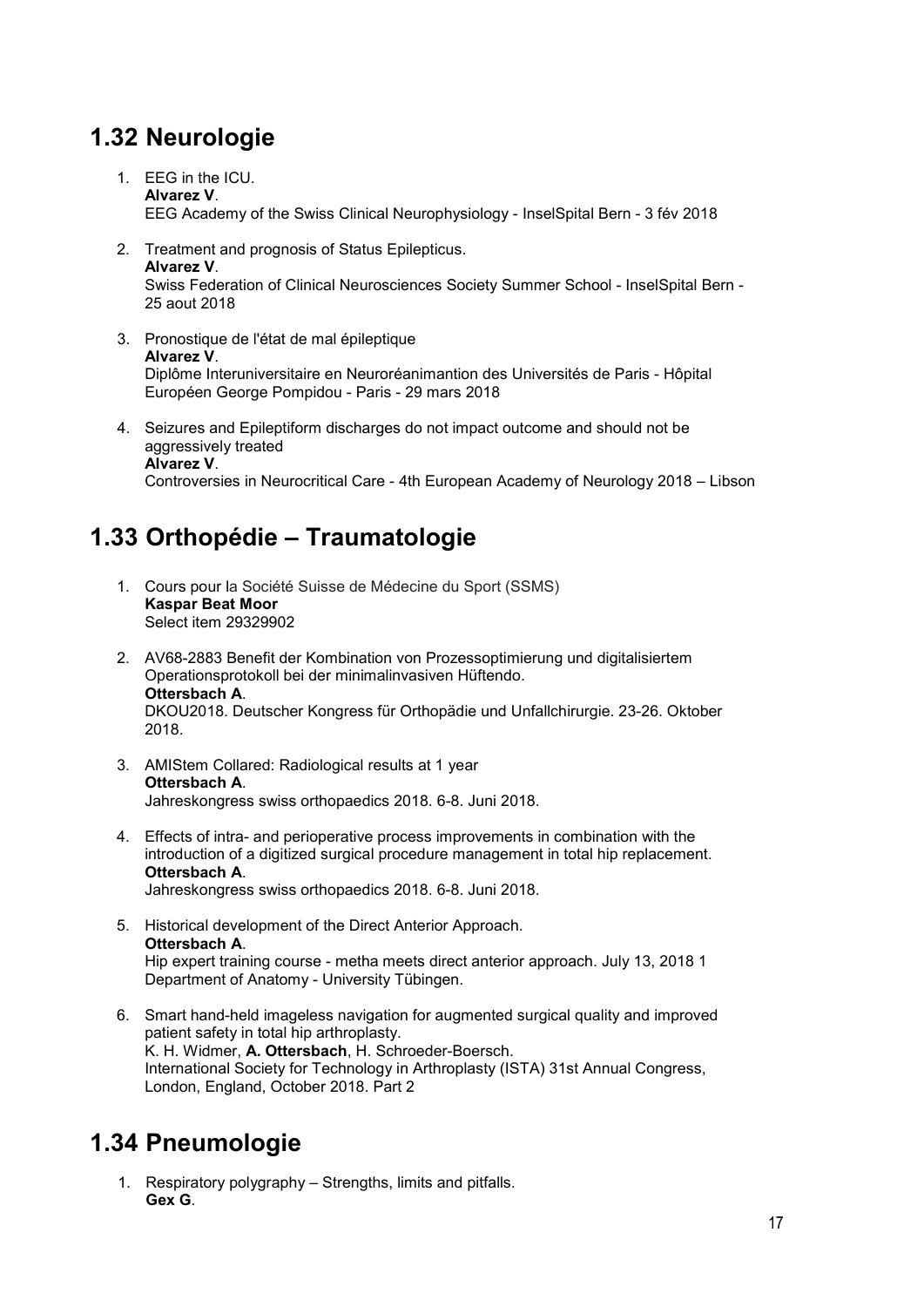## 1.32 Neurologie

1. EEG in the ICU.
   **Alvarez V**.
   EEG Academy of the Swiss Clinical Neurophysiology - InselSpital Bern - 3 fév 2018

2. Treatment and prognosis of Status Epilepticus.
   **Alvarez V**.
   Swiss Federation of Clinical Neurosciences Society Summer School - InselSpital Bern - 25 aout 2018

3. Pronostique de l'état de mal épileptique
   **Alvarez V**.
   Diplôme Interuniversitaire en Neuroréanimantion des Universités de Paris - Hôpital Européen George Pompidou - Paris - 29 mars 2018

4. Seizures and Epileptiform discharges do not impact outcome and should not be aggressively treated
   **Alvarez V**.
   Controversies in Neurocritical Care - 4th European Academy of Neurology 2018 – Libson

## 1.33 Orthopédie – Traumatologie

1. Cours pour la Société Suisse de Médecine du Sport (SSMS)
   **Kaspar Beat Moor**
   Select item 29329902

2. AV68-2883 Benefit der Kombination von Prozessoptimierung und digitalisiertem Operationsprotokoll bei der minimalinvasiven Hüftendo.
   **Ottersbach A**.
   DKOU2018. Deutscher Kongress für Orthopädie und Unfallchirurgie. 23-26. Oktober 2018.

3. AMIStem Collared: Radiological results at 1 year
   **Ottersbach A**.
   Jahreskongress swiss orthopaedics 2018. 6-8. Juni 2018.

4. Effects of intra- and perioperative process improvements in combination with the introduction of a digitized surgical procedure management in total hip replacement.
   **Ottersbach A**.
   Jahreskongress swiss orthopaedics 2018. 6-8. Juni 2018.

5. Historical development of the Direct Anterior Approach.
   **Ottersbach A**.
   Hip expert training course - metha meets direct anterior approach. July 13, 2018 1 Department of Anatomy - University Tübingen.

6. Smart hand-held imageless navigation for augmented surgical quality and improved patient safety in total hip arthroplasty.
   K. H. Widmer, **A. Ottersbach**, H. Schroeder-Boersch.
   International Society for Technology in Arthroplasty (ISTA) 31st Annual Congress, London, England, October 2018. Part 2

## 1.34 Pneumologie

1. Respiratory polygraphy – Strengths, limits and pitfalls.
   **Gex G**.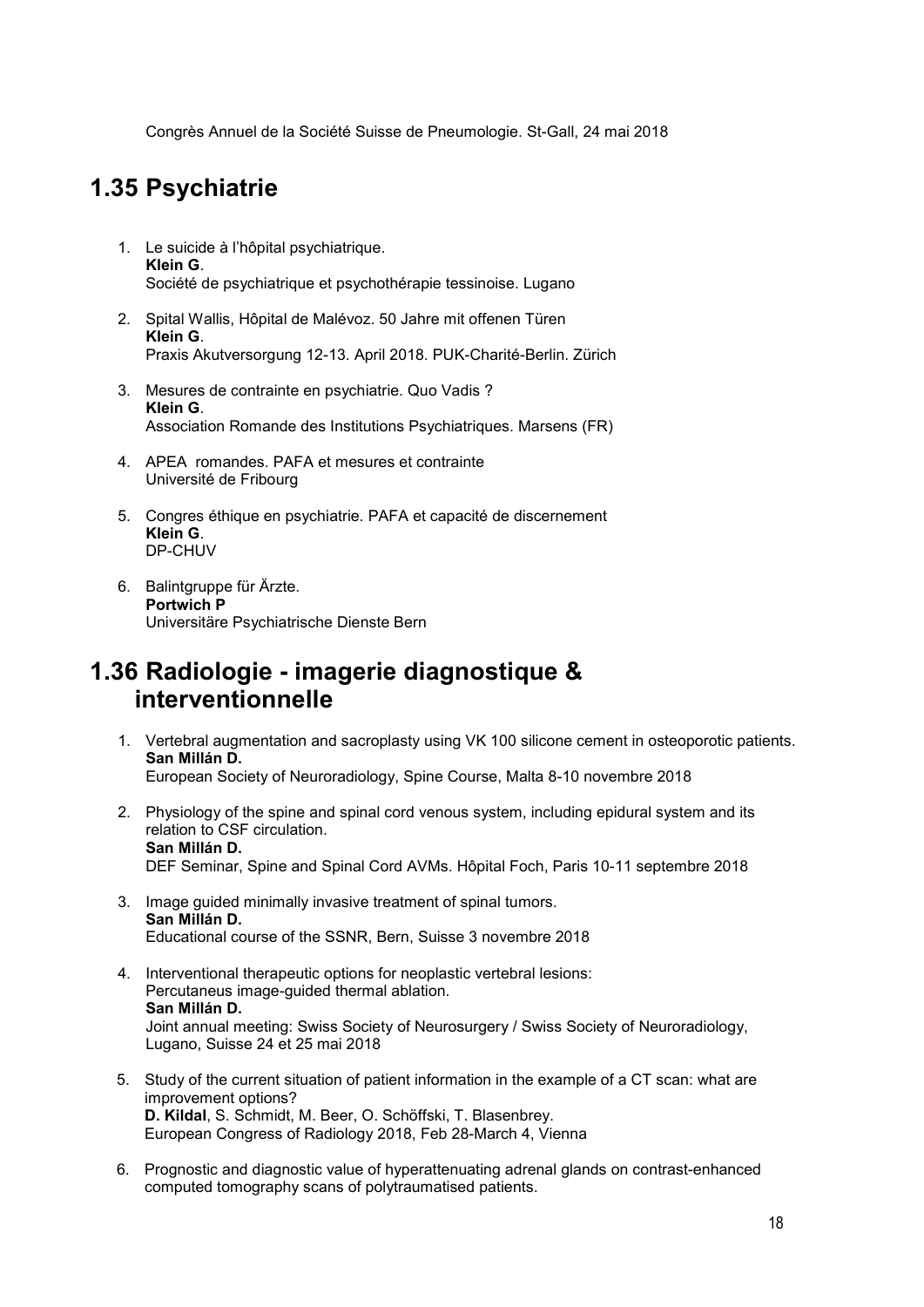Congrès Annuel de la Société Suisse de Pneumologie. St-Gall, 24 mai 2018

## 1.35 Psychiatrie

1. Le suicide à l'hôpital psychiatrique.
   **Klein G**.
   Société de psychiatrique et psychothérapie tessinoise. Lugano

2. Spital Wallis, Hôpital de Malévoz. 50 Jahre mit offenen Türen
   **Klein G**.
   Praxis Akutversorgung 12-13. April 2018. PUK-Charité-Berlin. Zürich

3. Mesures de contrainte en psychiatrie. Quo Vadis ?
   **Klein G**.
   Association Romande des Institutions Psychiatriques. Marsens (FR)

4. APEA romandes. PAFA et mesures et contrainte
   Université de Fribourg

5. Congres éthique en psychiatrie. PAFA et capacité de discernement
   **Klein G**.
   DP-CHUV

6. Balintgruppe für Ärzte.
   **Portwich P**
   Universitäre Psychiatrische Dienste Bern

## 1.36 Radiologie - imagerie diagnostique & interventionnelle

1. Vertebral augmentation and sacroplasty using VK 100 silicone cement in osteoporotic patients.
   **San Millán D.**
   European Society of Neuroradiology, Spine Course, Malta 8-10 novembre 2018

2. Physiology of the spine and spinal cord venous system, including epidural system and its relation to CSF circulation.
   **San Millán D.**
   DEF Seminar, Spine and Spinal Cord AVMs. Hôpital Foch, Paris 10-11 septembre 2018

3. Image guided minimally invasive treatment of spinal tumors.
   **San Millán D.**
   Educational course of the SSNR, Bern, Suisse 3 novembre 2018

4. Interventional therapeutic options for neoplastic vertebral lesions:
   Percutaneus image-guided thermal ablation.
   **San Millán D.**
   Joint annual meeting: Swiss Society of Neurosurgery / Swiss Society of Neuroradiology, Lugano, Suisse 24 et 25 mai 2018

5. Study of the current situation of patient information in the example of a CT scan: what are improvement options?
   **D. Kildal**, S. Schmidt, M. Beer, O. Schöffski, T. Blasenbrey.
   European Congress of Radiology 2018, Feb 28-March 4, Vienna

6. Prognostic and diagnostic value of hyperattenuating adrenal glands on contrast-enhanced computed tomography scans of polytraumatised patients.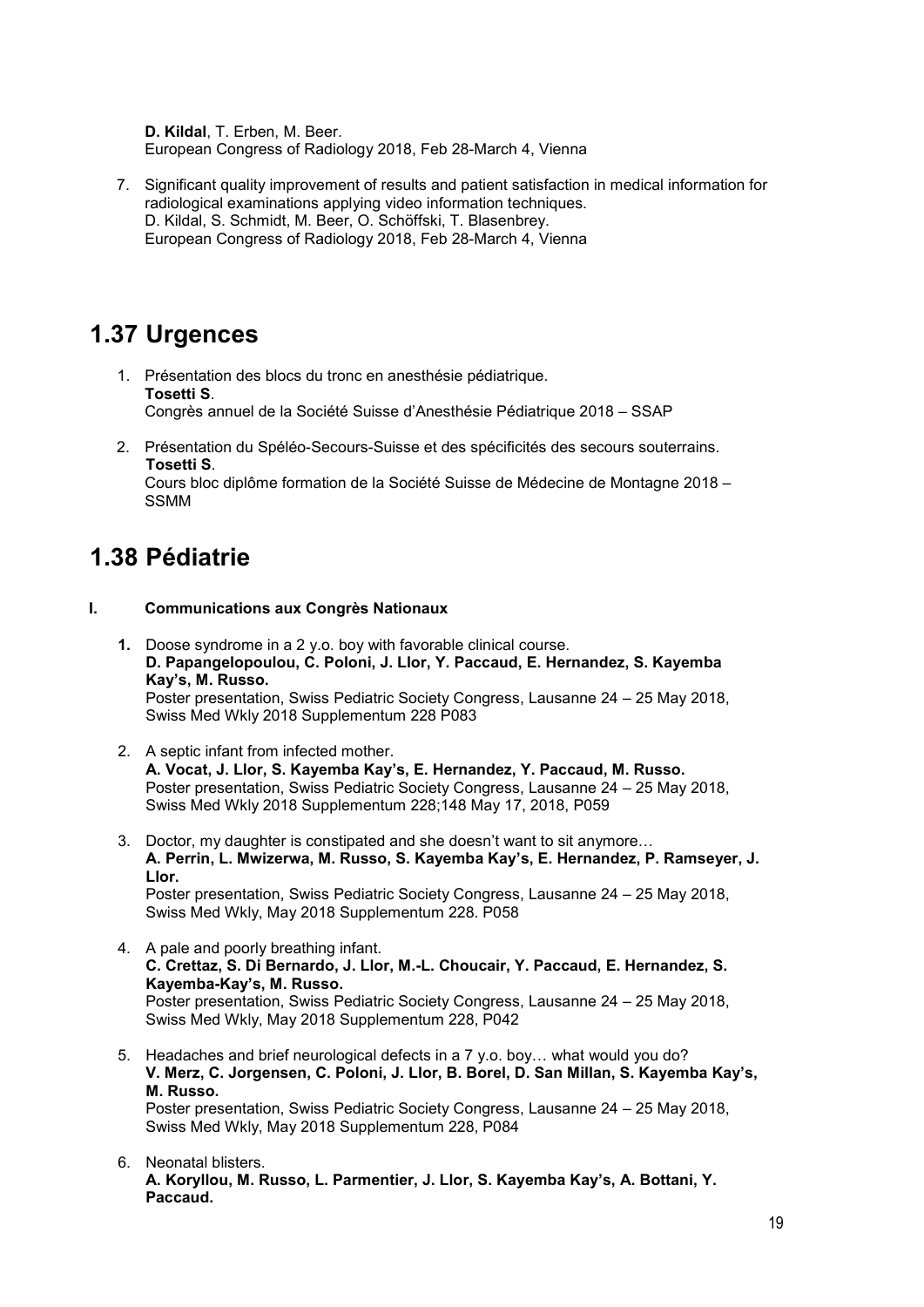**D. Kildal**, T. Erben, M. Beer.
European Congress of Radiology 2018, Feb 28-March 4, Vienna

7. Significant quality improvement of results and patient satisfaction in medical information for radiological examinations applying video information techniques.
   D. Kildal, S. Schmidt, M. Beer, O. Schöffski, T. Blasenbrey.
   European Congress of Radiology 2018, Feb 28-March 4, Vienna

## 1.37 Urgences

1. Présentation des blocs du tronc en anesthésie pédiatrique.
   **Tosetti S**.
   Congrès annuel de la Société Suisse d'Anesthésie Pédiatrique 2018 – SSAP

2. Présentation du Spéléo-Secours-Suisse et des spécificités des secours souterrains.
   **Tosetti S**.
   Cours bloc diplôme formation de la Société Suisse de Médecine de Montagne 2018 – SSMM

## 1.38 Pédiatrie

### I. Communications aux Congrès Nationaux

1. Doose syndrome in a 2 y.o. boy with favorable clinical course.
   **D. Papangelopoulou, C. Poloni, J. Llor, Y. Paccaud, E. Hernandez, S. Kayemba Kay's, M. Russo.**
   Poster presentation, Swiss Pediatric Society Congress, Lausanne 24 – 25 May 2018, Swiss Med Wkly 2018 Supplementum 228 P083

2. A septic infant from infected mother.
   **A. Vocat, J. Llor, S. Kayemba Kay's, E. Hernandez, Y. Paccaud, M. Russo.**
   Poster presentation, Swiss Pediatric Society Congress, Lausanne 24 – 25 May 2018, Swiss Med Wkly 2018 Supplementum 228;148 May 17, 2018, P059

3. Doctor, my daughter is constipated and she doesn't want to sit anymore…
   **A. Perrin, L. Mwizerwa, M. Russo, S. Kayemba Kay's, E. Hernandez, P. Ramseyer, J. Llor.**
   Poster presentation, Swiss Pediatric Society Congress, Lausanne 24 – 25 May 2018, Swiss Med Wkly, May 2018 Supplementum 228. P058

4. A pale and poorly breathing infant.
   **C. Crettaz, S. Di Bernardo, J. Llor, M.-L. Choucair, Y. Paccaud, E. Hernandez, S. Kayemba-Kay's, M. Russo.**
   Poster presentation, Swiss Pediatric Society Congress, Lausanne 24 – 25 May 2018, Swiss Med Wkly, May 2018 Supplementum 228, P042

5. Headaches and brief neurological defects in a 7 y.o. boy… what would you do?
   **V. Merz, C. Jorgensen, C. Poloni, J. Llor, B. Borel, D. San Millan, S. Kayemba Kay's, M. Russo.**
   Poster presentation, Swiss Pediatric Society Congress, Lausanne 24 – 25 May 2018, Swiss Med Wkly, May 2018 Supplementum 228, P084

6. Neonatal blisters.
   **A. Koryllou, M. Russo, L. Parmentier, J. Llor, S. Kayemba Kay's, A. Bottani, Y. Paccaud.**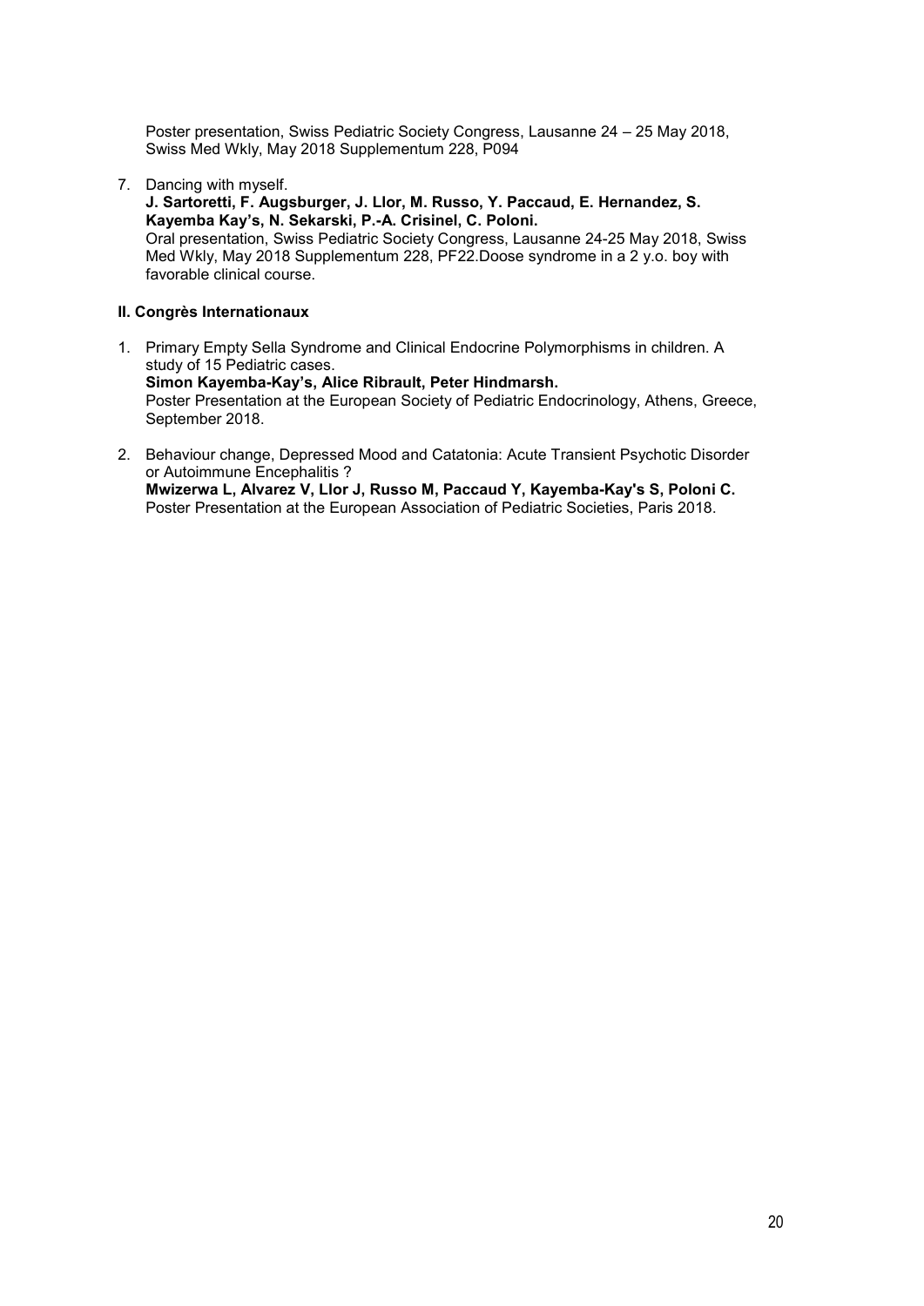Poster presentation, Swiss Pediatric Society Congress, Lausanne 24 – 25 May 2018, Swiss Med Wkly, May 2018 Supplementum 228, P094

7. Dancing with myself.
   **J. Sartoretti, F. Augsburger, J. Llor, M. Russo, Y. Paccaud, E. Hernandez, S. Kayemba Kay's, N. Sekarski, P.-A. Crisinel, C. Poloni.**
   Oral presentation, Swiss Pediatric Society Congress, Lausanne 24-25 May 2018, Swiss Med Wkly, May 2018 Supplementum 228, PF22.Doose syndrome in a 2 y.o. boy with favorable clinical course.

**II. Congrès Internationaux**

1. Primary Empty Sella Syndrome and Clinical Endocrine Polymorphisms in children. A study of 15 Pediatric cases.
   **Simon Kayemba-Kay's, Alice Ribrault, Peter Hindmarsh.**
   Poster Presentation at the European Society of Pediatric Endocrinology, Athens, Greece, September 2018.

2. Behaviour change, Depressed Mood and Catatonia: Acute Transient Psychotic Disorder or Autoimmune Encephalitis ?
   **Mwizerwa L, Alvarez V, Llor J, Russo M, Paccaud Y, Kayemba-Kay's S, Poloni C.**
   Poster Presentation at the European Association of Pediatric Societies, Paris 2018.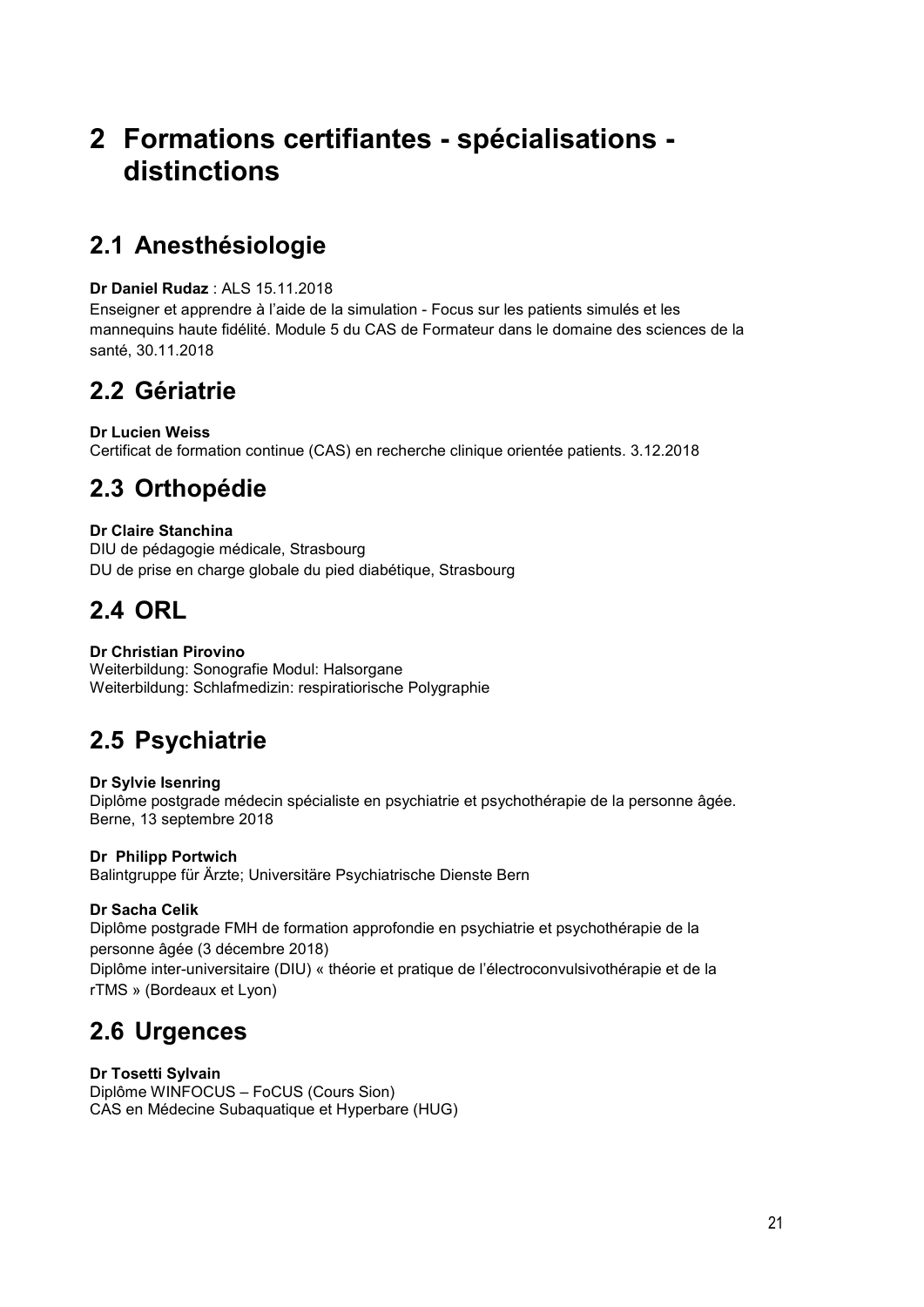# 2 Formations certifiantes - spécialisations - distinctions

## 2.1 Anesthésiologie

**Dr Daniel Rudaz** : ALS 15.11.2018
Enseigner et apprendre à l'aide de la simulation - Focus sur les patients simulés et les mannequins haute fidélité. Module 5 du CAS de Formateur dans le domaine des sciences de la santé, 30.11.2018

## 2.2 Gériatrie

**Dr Lucien Weiss**
Certificat de formation continue (CAS) en recherche clinique orientée patients. 3.12.2018

## 2.3 Orthopédie

**Dr Claire Stanchina**
DIU de pédagogie médicale, Strasbourg
DU de prise en charge globale du pied diabétique, Strasbourg

## 2.4 ORL

**Dr Christian Pirovino**
Weiterbildung: Sonografie Modul: Halsorgane
Weiterbildung: Schlafmedizin: respiratiorische Polygraphie

## 2.5 Psychiatrie

**Dr Sylvie Isenring**
Diplôme postgrade médecin spécialiste en psychiatrie et psychothérapie de la personne âgée. Berne, 13 septembre 2018

**Dr Philipp Portwich**
Balintgruppe für Ärzte; Universitäre Psychiatrische Dienste Bern

**Dr Sacha Celik**
Diplôme postgrade FMH de formation approfondie en psychiatrie et psychothérapie de la personne âgée (3 décembre 2018)
Diplôme inter-universitaire (DIU) « théorie et pratique de l'électroconvulsivothérapie et de la rTMS » (Bordeaux et Lyon)

## 2.6 Urgences

**Dr Tosetti Sylvain**
Diplôme WINFOCUS – FoCUS (Cours Sion)
CAS en Médecine Subaquatique et Hyperbare (HUG)